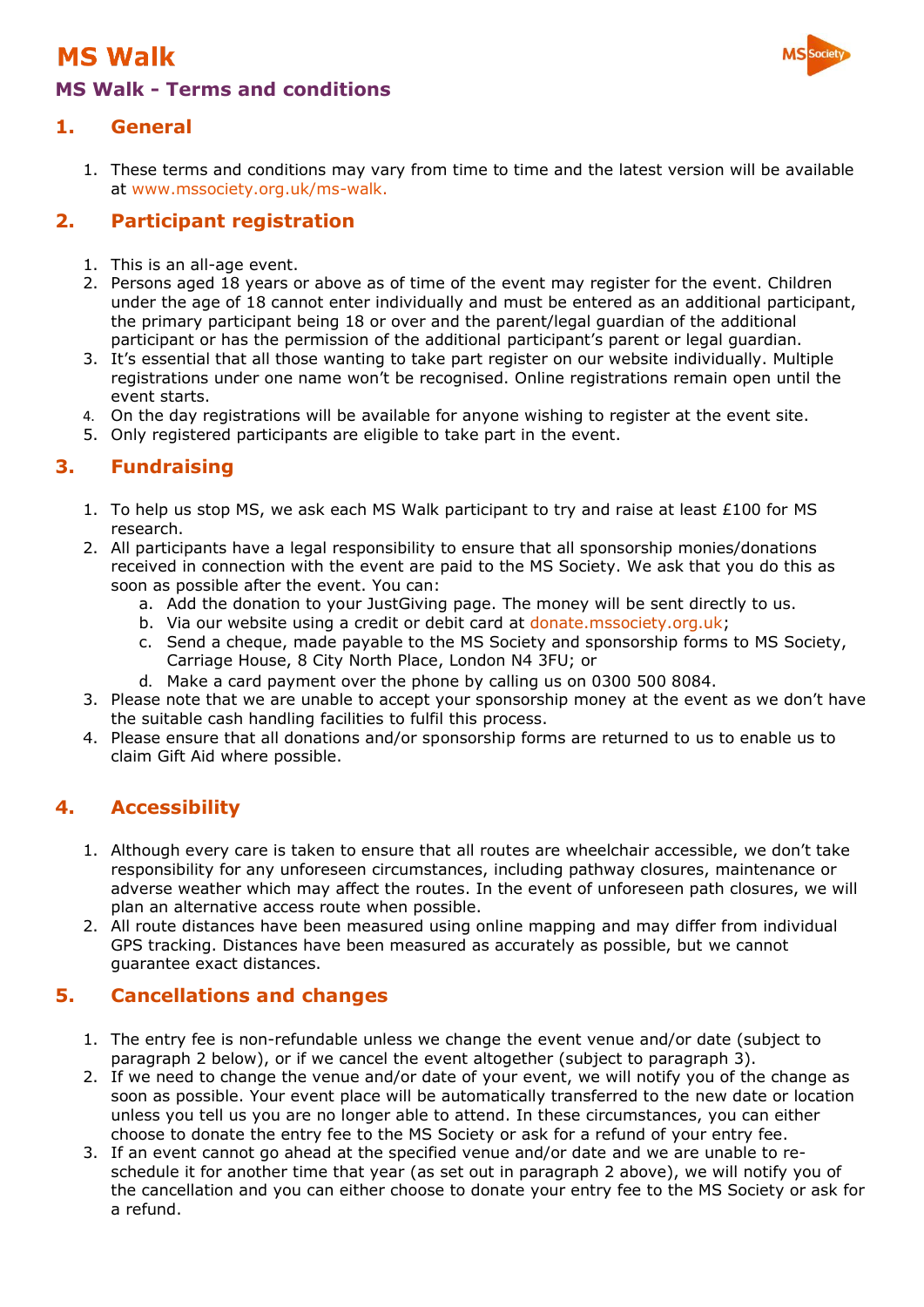# MS Walk

## MS Walk - Terms and conditions

### 1. General

1. These terms and conditions may vary from time to time and the latest version will be available at www.mssociety.org.uk/ms-walk.

### 2. Participant registration

1. This is an all-age event.
2. Persons aged 18 years or above as of time of the event may register for the event. Children under the age of 18 cannot enter individually and must be entered as an additional participant, the primary participant being 18 or over and the parent/legal guardian of the additional participant or has the permission of the additional participant's parent or legal guardian.
3. It's essential that all those wanting to take part register on our website individually. Multiple registrations under one name won't be recognised. Online registrations remain open until the event starts.
4. On the day registrations will be available for anyone wishing to register at the event site.
5. Only registered participants are eligible to take part in the event.

### 3. Fundraising

1. To help us stop MS, we ask each MS Walk participant to try and raise at least £100 for MS research.
2. All participants have a legal responsibility to ensure that all sponsorship monies/donations received in connection with the event are paid to the MS Society. We ask that you do this as soon as possible after the event. You can:
   a. Add the donation to your JustGiving page. The money will be sent directly to us.
   b. Via our website using a credit or debit card at donate.mssociety.org.uk;
   c. Send a cheque, made payable to the MS Society and sponsorship forms to MS Society, Carriage House, 8 City North Place, London N4 3FU; or
   d. Make a card payment over the phone by calling us on 0300 500 8084.
3. Please note that we are unable to accept your sponsorship money at the event as we don't have the suitable cash handling facilities to fulfil this process.
4. Please ensure that all donations and/or sponsorship forms are returned to us to enable us to claim Gift Aid where possible.

### 4. Accessibility

1. Although every care is taken to ensure that all routes are wheelchair accessible, we don't take responsibility for any unforeseen circumstances, including pathway closures, maintenance or adverse weather which may affect the routes. In the event of unforeseen path closures, we will plan an alternative access route when possible.
2. All route distances have been measured using online mapping and may differ from individual GPS tracking. Distances have been measured as accurately as possible, but we cannot guarantee exact distances.

### 5. Cancellations and changes

1. The entry fee is non-refundable unless we change the event venue and/or date (subject to paragraph 2 below), or if we cancel the event altogether (subject to paragraph 3).
2. If we need to change the venue and/or date of your event, we will notify you of the change as soon as possible. Your event place will be automatically transferred to the new date or location unless you tell us you are no longer able to attend. In these circumstances, you can either choose to donate the entry fee to the MS Society or ask for a refund of your entry fee.
3. If an event cannot go ahead at the specified venue and/or date and we are unable to re-schedule it for another time that year (as set out in paragraph 2 above), we will notify you of the cancellation and you can either choose to donate your entry fee to the MS Society or ask for a refund.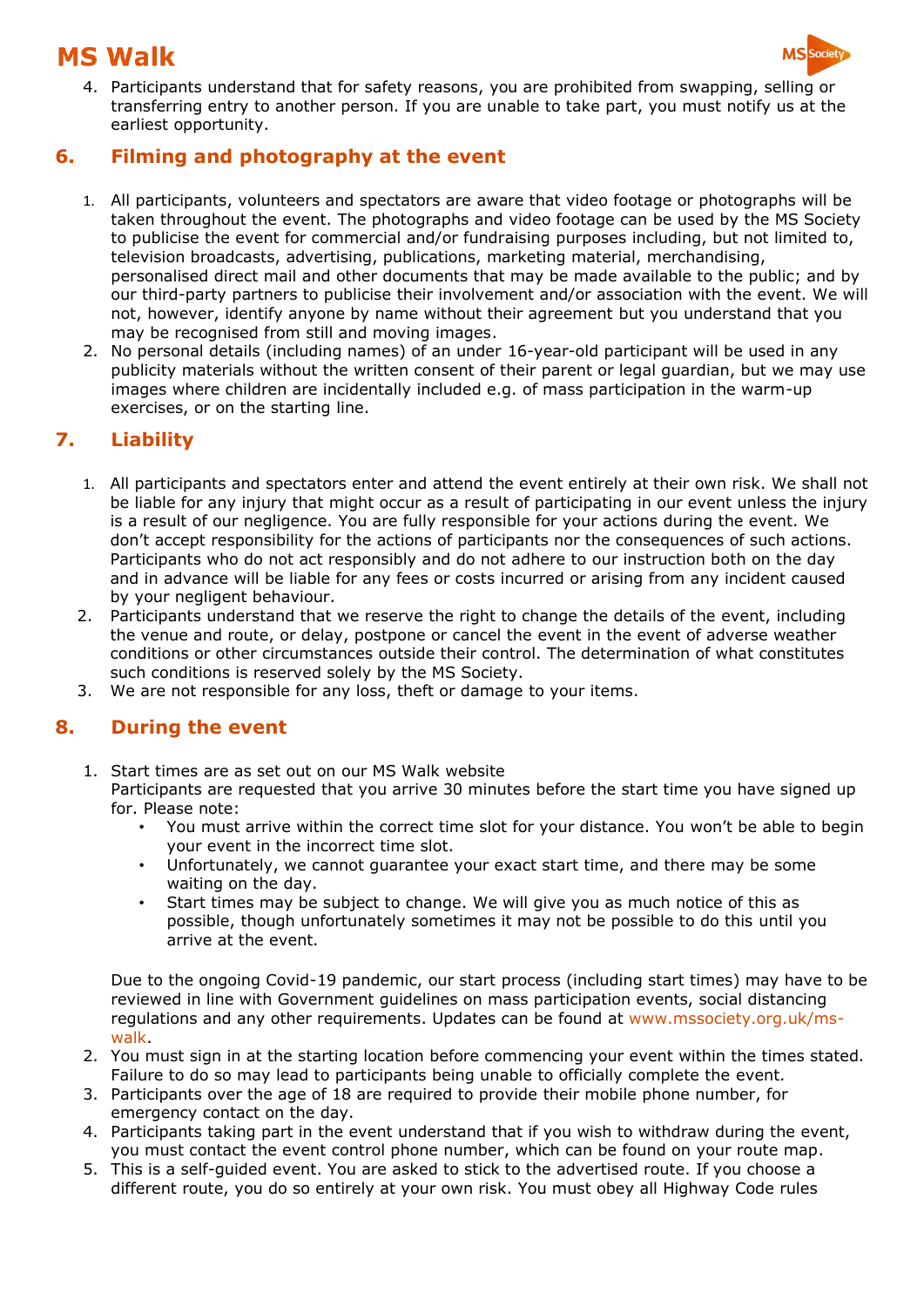4. Participants understand that for safety reasons, you are prohibited from swapping, selling or transferring entry to another person. If you are unable to take part, you must notify us at the earliest opportunity.

## 6. Filming and photography at the event

1. All participants, volunteers and spectators are aware that video footage or photographs will be taken throughout the event. The photographs and video footage can be used by the MS Society to publicise the event for commercial and/or fundraising purposes including, but not limited to, television broadcasts, advertising, publications, marketing material, merchandising, personalised direct mail and other documents that may be made available to the public; and by our third-party partners to publicise their involvement and/or association with the event. We will not, however, identify anyone by name without their agreement but you understand that you may be recognised from still and moving images.
2. No personal details (including names) of an under 16-year-old participant will be used in any publicity materials without the written consent of their parent or legal guardian, but we may use images where children are incidentally included e.g. of mass participation in the warm-up exercises, or on the starting line.

## 7. Liability

1. All participants and spectators enter and attend the event entirely at their own risk. We shall not be liable for any injury that might occur as a result of participating in our event unless the injury is a result of our negligence. You are fully responsible for your actions during the event. We don't accept responsibility for the actions of participants nor the consequences of such actions. Participants who do not act responsibly and do not adhere to our instruction both on the day and in advance will be liable for any fees or costs incurred or arising from any incident caused by your negligent behaviour.
2. Participants understand that we reserve the right to change the details of the event, including the venue and route, or delay, postpone or cancel the event in the event of adverse weather conditions or other circumstances outside their control. The determination of what constitutes such conditions is reserved solely by the MS Society.
3. We are not responsible for any loss, theft or damage to your items.

## 8. During the event

1. Start times are as set out on our MS Walk website
   Participants are requested that you arrive 30 minutes before the start time you have signed up for. Please note:
   - You must arrive within the correct time slot for your distance. You won't be able to begin your event in the incorrect time slot.
   - Unfortunately, we cannot guarantee your exact start time, and there may be some waiting on the day.
   - Start times may be subject to change. We will give you as much notice of this as possible, though unfortunately sometimes it may not be possible to do this until you arrive at the event.

   Due to the ongoing Covid-19 pandemic, our start process (including start times) may have to be reviewed in line with Government guidelines on mass participation events, social distancing regulations and any other requirements. Updates can be found at www.mssociety.org.uk/ms-walk.
2. You must sign in at the starting location before commencing your event within the times stated. Failure to do so may lead to participants being unable to officially complete the event.
3. Participants over the age of 18 are required to provide their mobile phone number, for emergency contact on the day.
4. Participants taking part in the event understand that if you wish to withdraw during the event, you must contact the event control phone number, which can be found on your route map.
5. This is a self-guided event. You are asked to stick to the advertised route. If you choose a different route, you do so entirely at your own risk. You must obey all Highway Code rules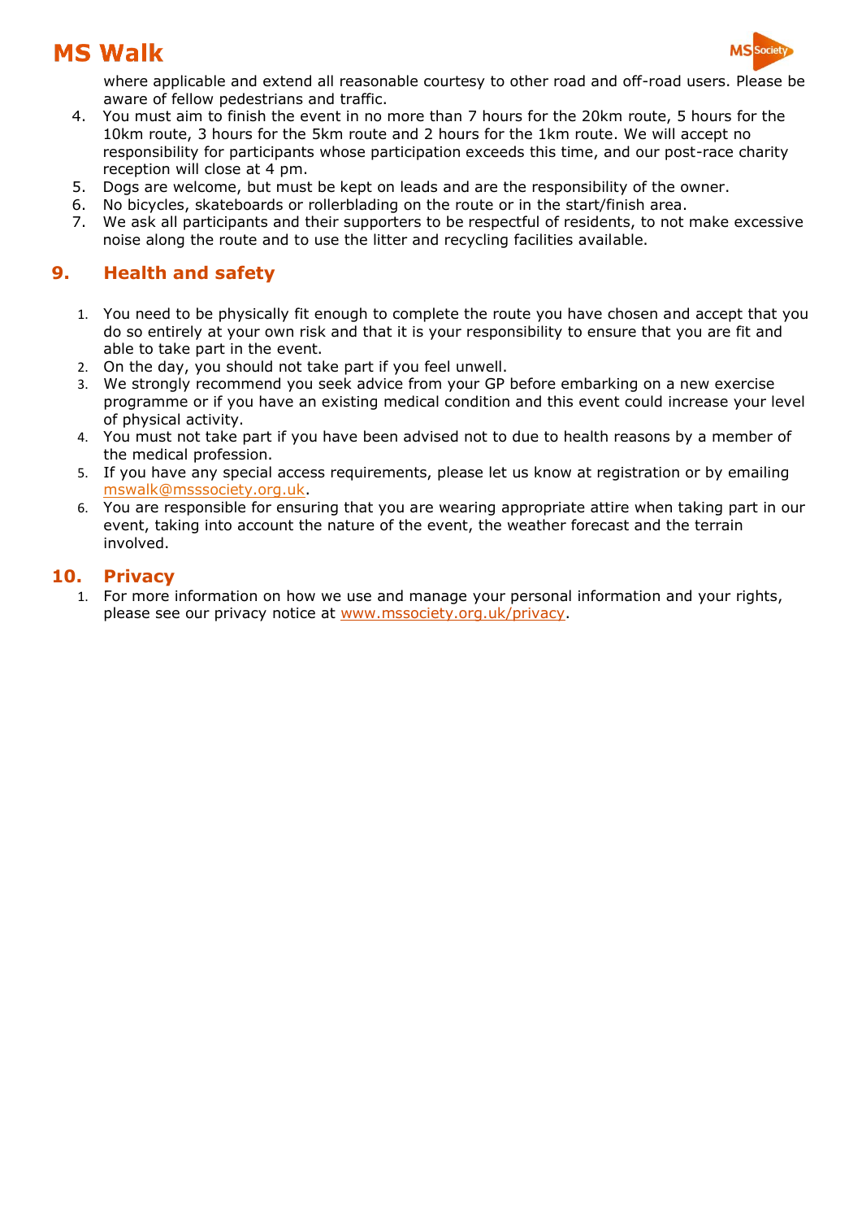where applicable and extend all reasonable courtesy to other road and off-road users. Please be aware of fellow pedestrians and traffic.

4. You must aim to finish the event in no more than 7 hours for the 20km route, 5 hours for the 10km route, 3 hours for the 5km route and 2 hours for the 1km route. We will accept no responsibility for participants whose participation exceeds this time, and our post-race charity reception will close at 4 pm.
5. Dogs are welcome, but must be kept on leads and are the responsibility of the owner.
6. No bicycles, skateboards or rollerblading on the route or in the start/finish area.
7. We ask all participants and their supporters to be respectful of residents, to not make excessive noise along the route and to use the litter and recycling facilities available.

## 9. Health and safety

1. You need to be physically fit enough to complete the route you have chosen and accept that you do so entirely at your own risk and that it is your responsibility to ensure that you are fit and able to take part in the event.
2. On the day, you should not take part if you feel unwell.
3. We strongly recommend you seek advice from your GP before embarking on a new exercise programme or if you have an existing medical condition and this event could increase your level of physical activity.
4. You must not take part if you have been advised not to due to health reasons by a member of the medical profession.
5. If you have any special access requirements, please let us know at registration or by emailing mswalk@msssociety.org.uk.
6. You are responsible for ensuring that you are wearing appropriate attire when taking part in our event, taking into account the nature of the event, the weather forecast and the terrain involved.

## 10. Privacy

1. For more information on how we use and manage your personal information and your rights, please see our privacy notice at www.mssociety.org.uk/privacy.